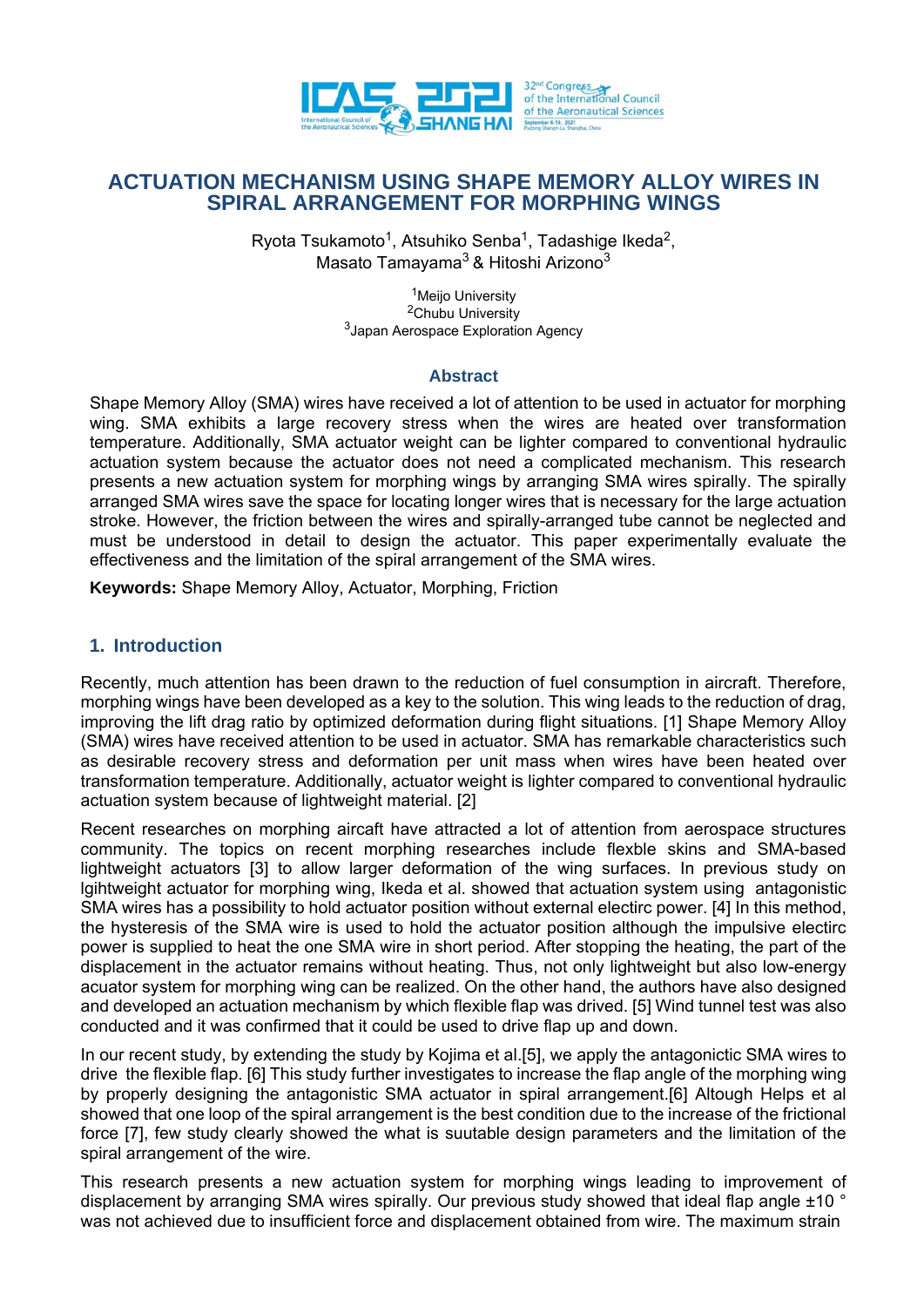# ACTUATION MECHANISM USING SHAPE MEMORY ALLOY WIRES IN SPIRAL ARRANGEMENT FOR MORPHING WINGS

Ryota Tsukamoto[1], Atsuhiko Senba[1], Tadashige Ikeda[2], Masato Tamayama[3] & Hitoshi Arizono[3]

[1]Meijo University
[2]Chubu University
[3]Japan Aerospace Exploration Agency

## Abstract

Shape Memory Alloy (SMA) wires have received a lot of attention to be used in actuator for morphing wing. SMA exhibits a large recovery stress when the wires are heated over transformation temperature. Additionally, SMA actuator weight can be lighter compared to conventional hydraulic actuation system because the actuator does not need a complicated mechanism. This research presents a new actuation system for morphing wings by arranging SMA wires spirally. The spirally arranged SMA wires save the space for locating longer wires that is necessary for the large actuation stroke. However, the friction between the wires and spirally-arranged tube cannot be neglected and must be understood in detail to design the actuator. This paper experimentally evaluate the effectiveness and the limitation of the spiral arrangement of the SMA wires.

**Keywords:** Shape Memory Alloy, Actuator, Morphing, Friction

## 1. Introduction

Recently, much attention has been drawn to the reduction of fuel consumption in aircraft. Therefore, morphing wings have been developed as a key to the solution. This wing leads to the reduction of drag, improving the lift drag ratio by optimized deformation during flight situations. [1] Shape Memory Alloy (SMA) wires have received attention to be used in actuator. SMA has remarkable characteristics such as desirable recovery stress and deformation per unit mass when wires have been heated over transformation temperature. Additionally, actuator weight is lighter compared to conventional hydraulic actuation system because of lightweight material. [2]

Recent researches on morphing aircaft have attracted a lot of attention from aerospace structures community. The topics on recent morphing researches include flexble skins and SMA-based lightweight actuators [3] to allow larger deformation of the wing surfaces. In previous study on lgihtweight actuator for morphing wing, Ikeda et al. showed that actuation system using antagonistic SMA wires has a possibility to hold actuator position without external electirc power. [4] In this method, the hysteresis of the SMA wire is used to hold the actuator position although the impulsive electirc power is supplied to heat the one SMA wire in short period. After stopping the heating, the part of the displacement in the actuator remains without heating. Thus, not only lightweight but also low-energy acuator system for morphing wing can be realized. On the other hand, the authors have also designed and developed an actuation mechanism by which flexible flap was drived. [5] Wind tunnel test was also conducted and it was confirmed that it could be used to drive flap up and down.

In our recent study, by extending the study by Kojima et al.[5], we apply the antagonictic SMA wires to drive the flexible flap. [6] This study further investigates to increase the flap angle of the morphing wing by properly designing the antagonistic SMA actuator in spiral arrangement.[6] Altough Helps et al showed that one loop of the spiral arrangement is the best condition due to the increase of the frictional force [7], few study clearly showed the what is suutable design parameters and the limitation of the spiral arrangement of the wire.

This research presents a new actuation system for morphing wings leading to improvement of displacement by arranging SMA wires spirally. Our previous study showed that ideal flap angle ±10 ° was not achieved due to insufficient force and displacement obtained from wire. The maximum strain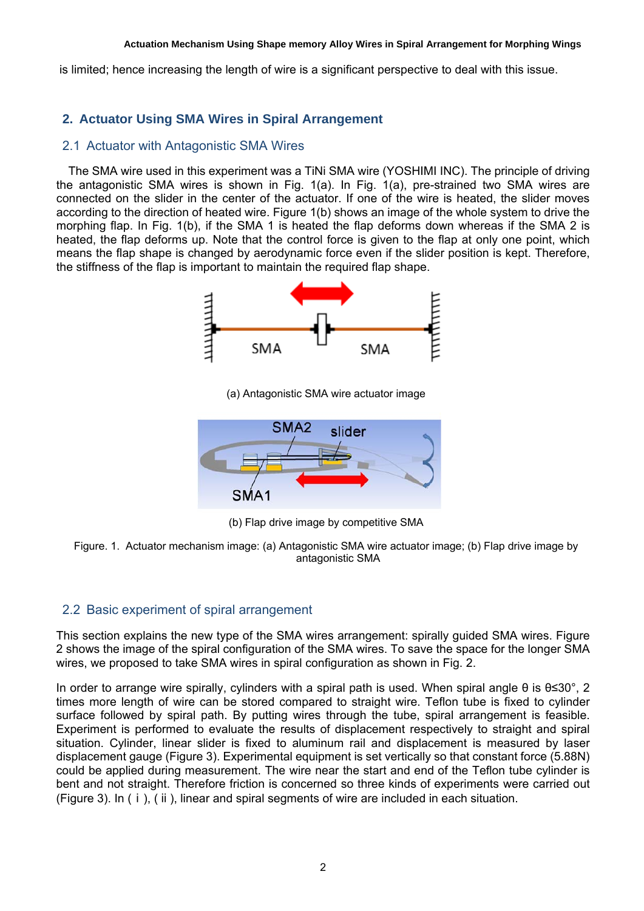is limited; hence increasing the length of wire is a significant perspective to deal with this issue.

## 2. Actuator Using SMA Wires in Spiral Arrangement

### 2.1 Actuator with Antagonistic SMA Wires

The SMA wire used in this experiment was a TiNi SMA wire (YOSHIMI INC). The principle of driving the antagonistic SMA wires is shown in Fig. 1(a). In Fig. 1(a), pre-strained two SMA wires are connected on the slider in the center of the actuator. If one of the wire is heated, the slider moves according to the direction of heated wire. Figure 1(b) shows an image of the whole system to drive the morphing flap. In Fig. 1(b), if the SMA 1 is heated the flap deforms down whereas if the SMA 2 is heated, the flap deforms up. Note that the control force is given to the flap at only one point, which means the flap shape is changed by aerodynamic force even if the slider position is kept. Therefore, the stiffness of the flap is important to maintain the required flap shape.

(a) Antagonistic SMA wire actuator image

(b) Flap drive image by competitive SMA

Figure. 1. Actuator mechanism image: (a) Antagonistic SMA wire actuator image; (b) Flap drive image by antagonistic SMA

### 2.2 Basic experiment of spiral arrangement

This section explains the new type of the SMA wires arrangement: spirally guided SMA wires. Figure 2 shows the image of the spiral configuration of the SMA wires. To save the space for the longer SMA wires, we proposed to take SMA wires in spiral configuration as shown in Fig. 2.

In order to arrange wire spirally, cylinders with a spiral path is used. When spiral angle $\theta$ is $\theta \leq 30°$, 2 times more length of wire can be stored compared to straight wire. Teflon tube is fixed to cylinder surface followed by spiral path. By putting wires through the tube, spiral arrangement is feasible. Experiment is performed to evaluate the results of displacement respectively to straight and spiral situation. Cylinder, linear slider is fixed to aluminum rail and displacement is measured by laser displacement gauge (Figure 3). Experimental equipment is set vertically so that constant force (5.88N) could be applied during measurement. The wire near the start and end of the Teflon tube cylinder is bent and not straight. Therefore friction is concerned so three kinds of experiments were carried out (Figure 3). In ( i ), ( ii ), linear and spiral segments of wire are included in each situation.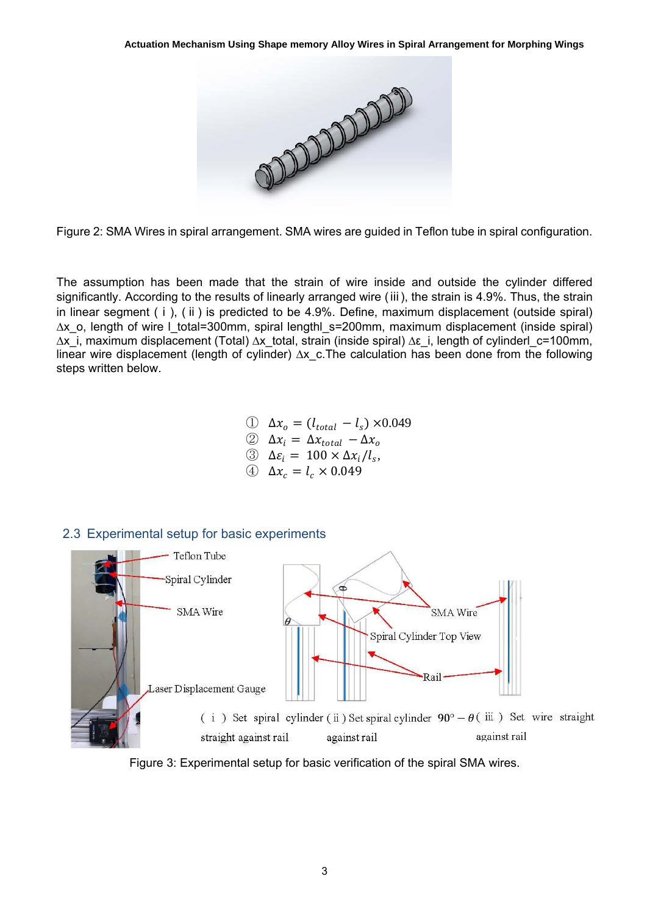Figure 2: SMA Wires in spiral arrangement. SMA wires are guided in Teflon tube in spiral configuration.

The assumption has been made that the strain of wire inside and outside the cylinder differed significantly. According to the results of linearly arranged wire (iii), the strain is 4.9%. Thus, the strain in linear segment (i), (ii) is predicted to be 4.9%. Define, maximum displacement (outside spiral) $\Delta x_o$, length of wire $l_{total}$=300mm, spiral length$l_s$=200mm, maximum displacement (inside spiral) $\Delta x_i$, maximum displacement (Total) $\Delta x_{total}$, strain (inside spiral) $\Delta \varepsilon_i$, length of cylinder$l_c$=100mm, linear wire displacement (length of cylinder) $\Delta x_c$.The calculation has been done from the following steps written below.

① $\Delta x_o = (l_{total} - l_s) \times 0.049$
② $\Delta x_i = \Delta x_{total} - \Delta x_o$
③ $\Delta \varepsilon_i = 100 \times \Delta x_i / l_s$,
④ $\Delta x_c = l_c \times 0.049$

## 2.3 Experimental setup for basic experiments

Figure 3: Experimental setup for basic verification of the spiral SMA wires.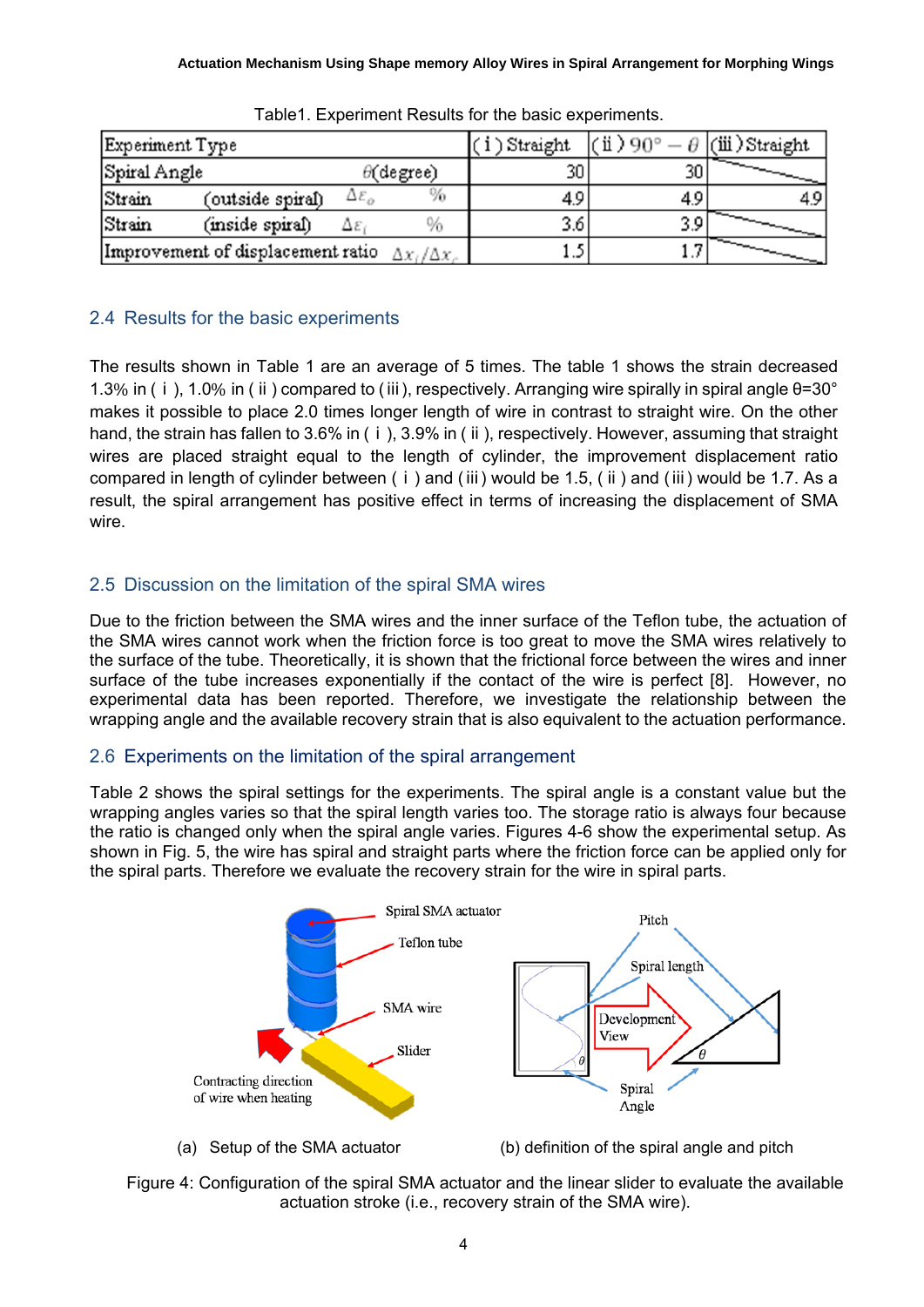Table1. Experiment Results for the basic experiments.

| Experiment Type | | | | (i) Straight | (ii) $90°-\theta$ | (iii) Straight |
|---|---|---|---|---|---|---|
| Spiral Angle | | $\theta$(degree) | | 30 | 30 | |
| Strain | (outside spiral) | $\Delta\varepsilon_o$ | % | 4.9 | 4.9 | 4.9 |
| Strain | (inside spiral) | $\Delta\varepsilon_i$ | % | 3.6 | 3.9 | |
| Improvement of displacement ratio | | $\Delta x_i/\Delta x_c$ | | 1.5 | 1.7 | |

## 2.4 Results for the basic experiments

The results shown in Table 1 are an average of 5 times. The table 1 shows the strain decreased 1.3% in ( i ), 1.0% in ( ii ) compared to (iii), respectively. Arranging wire spirally in spiral angle θ=30° makes it possible to place 2.0 times longer length of wire in contrast to straight wire. On the other hand, the strain has fallen to 3.6% in ( i ), 3.9% in ( ii ), respectively. However, assuming that straight wires are placed straight equal to the length of cylinder, the improvement displacement ratio compared in length of cylinder between ( i ) and (iii) would be 1.5, ( ii ) and (iii) would be 1.7. As a result, the spiral arrangement has positive effect in terms of increasing the displacement of SMA wire.

## 2.5 Discussion on the limitation of the spiral SMA wires

Due to the friction between the SMA wires and the inner surface of the Teflon tube, the actuation of the SMA wires cannot work when the friction force is too great to move the SMA wires relatively to the surface of the tube. Theoretically, it is shown that the frictional force between the wires and inner surface of the tube increases exponentially if the contact of the wire is perfect [8]. However, no experimental data has been reported. Therefore, we investigate the relationship between the wrapping angle and the available recovery strain that is also equivalent to the actuation performance.

## 2.6 Experiments on the limitation of the spiral arrangement

Table 2 shows the spiral settings for the experiments. The spiral angle is a constant value but the wrapping angles varies so that the spiral length varies too. The storage ratio is always four because the ratio is changed only when the spiral angle varies. Figures 4-6 show the experimental setup. As shown in Fig. 5, the wire has spiral and straight parts where the friction force can be applied only for the spiral parts. Therefore we evaluate the recovery strain for the wire in spiral parts.

(a) Setup of the SMA actuator (b) definition of the spiral angle and pitch

Figure 4: Configuration of the spiral SMA actuator and the linear slider to evaluate the available actuation stroke (i.e., recovery strain of the SMA wire).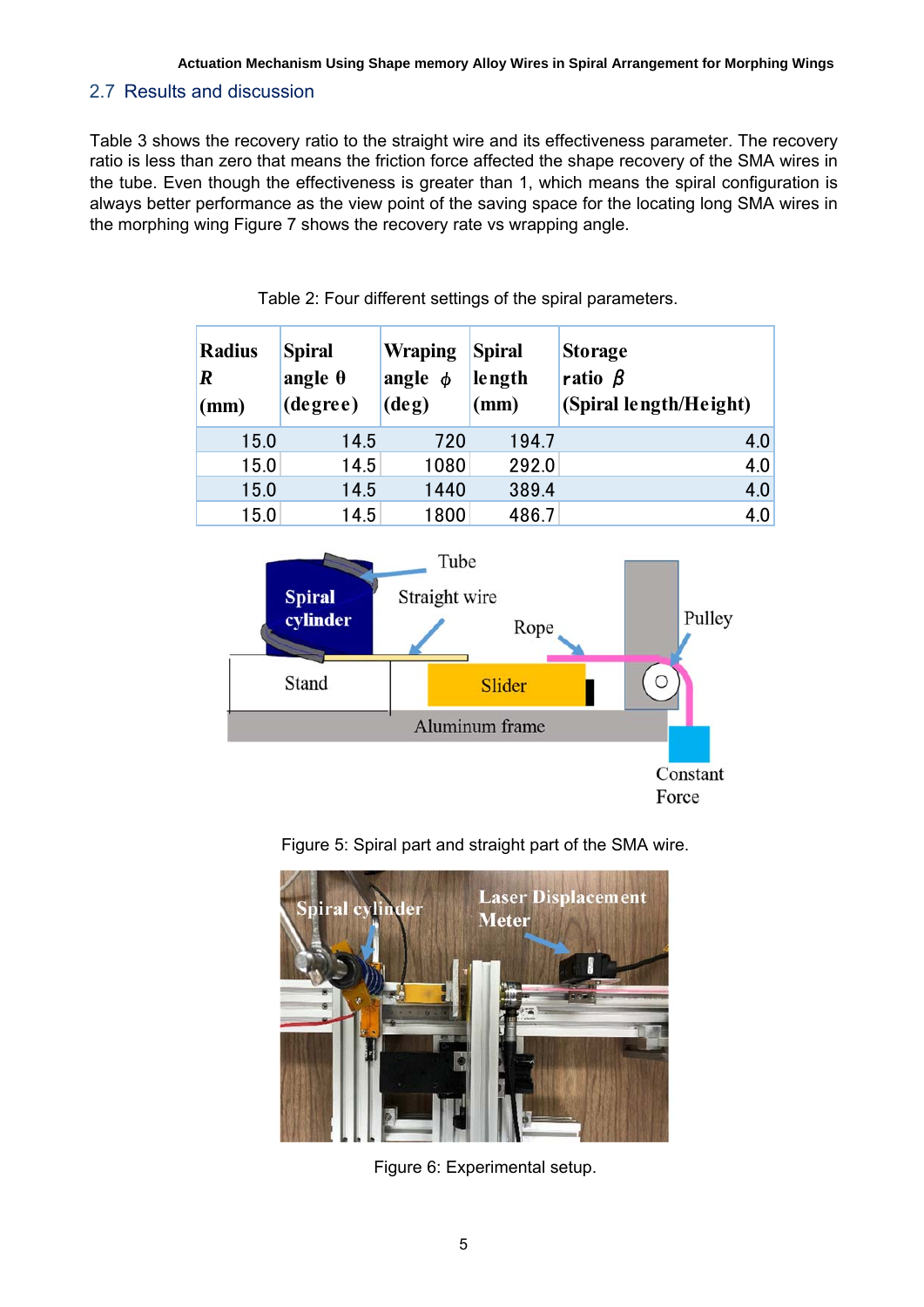### 2.7 Results and discussion

Table 3 shows the recovery ratio to the straight wire and its effectiveness parameter. The recovery ratio is less than zero that means the friction force affected the shape recovery of the SMA wires in the tube. Even though the effectiveness is greater than 1, which means the spiral configuration is always better performance as the view point of the saving space for the locating long SMA wires in the morphing wing Figure 7 shows the recovery rate vs wrapping angle.

Table 2: Four different settings of the spiral parameters.

| Radius $R$ (mm) | Spiral angle $\theta$ (degree) | Wraping angle $\phi$ (deg) | Spiral length (mm) | Storage ratio $\beta$ (Spiral length/Height) |
|---|---|---|---|---|
| 15.0 | 14.5 | 720 | 194.7 | 4.0 |
| 15.0 | 14.5 | 1080 | 292.0 | 4.0 |
| 15.0 | 14.5 | 1440 | 389.4 | 4.0 |
| 15.0 | 14.5 | 1800 | 486.7 | 4.0 |

Figure 5: Spiral part and straight part of the SMA wire.

Figure 6: Experimental setup.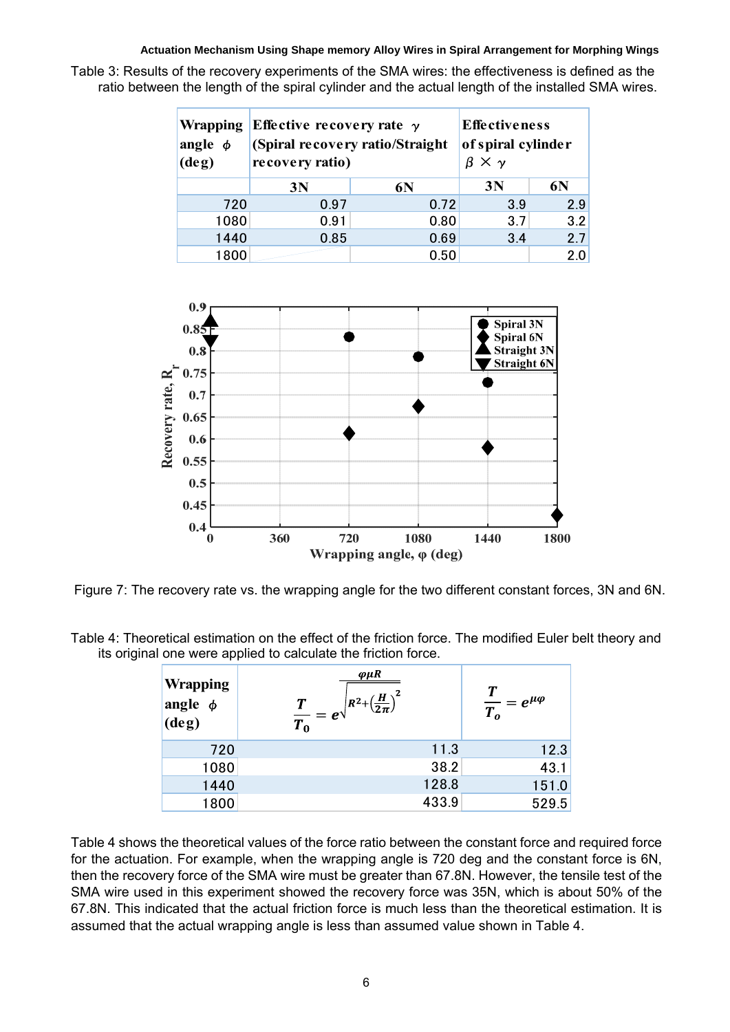Table 3: Results of the recovery experiments of the SMA wires: the effectiveness is defined as the ratio between the length of the spiral cylinder and the actual length of the installed SMA wires.

| Wrapping angle $\phi$ (deg) | Effective recovery rate $\gamma$ (Spiral recovery ratio/Straight recovery ratio) | | Effectiveness of spiral cylinder $\beta \times \gamma$ | |
|---|---|---|---|---|
| | 3N | 6N | 3N | 6N |
| 720 | 0.97 | 0.72 | 3.9 | 2.9 |
| 1080 | 0.91 | 0.80 | 3.7 | 3.2 |
| 1440 | 0.85 | 0.69 | 3.4 | 2.7 |
| 1800 | | 0.50 | | 2.0 |

Figure 7: The recovery rate vs. the wrapping angle for the two different constant forces, 3N and 6N.

Table 4: Theoretical estimation on the effect of the friction force. The modified Euler belt theory and its original one were applied to calculate the friction force.

| Wrapping angle $\phi$ (deg) | $\frac{T}{T_0} = e^{\frac{\varphi \mu R}{\sqrt{R^2 + \left(\frac{H}{2\pi}\right)^2}}}$ | $\frac{T}{T_o} = e^{\mu\varphi}$ |
|---|---|---|
| 720 | 11.3 | 12.3 |
| 1080 | 38.2 | 43.1 |
| 1440 | 128.8 | 151.0 |
| 1800 | 433.9 | 529.5 |

Table 4 shows the theoretical values of the force ratio between the constant force and required force for the actuation. For example, when the wrapping angle is 720 deg and the constant force is 6N, then the recovery force of the SMA wire must be greater than 67.8N. However, the tensile test of the SMA wire used in this experiment showed the recovery force was 35N, which is about 50% of the 67.8N. This indicated that the actual friction force is much less than the theoretical estimation. It is assumed that the actual wrapping angle is less than assumed value shown in Table 4.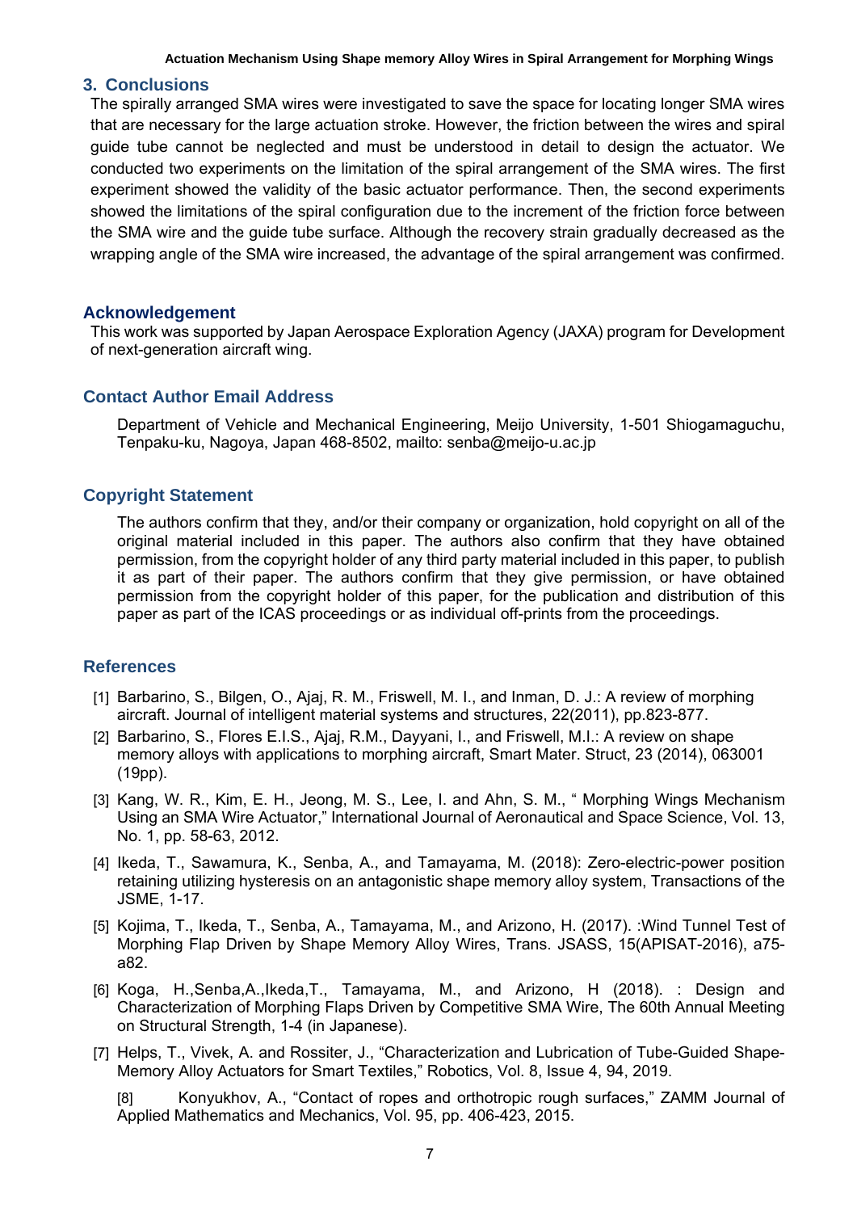## 3. Conclusions

The spirally arranged SMA wires were investigated to save the space for locating longer SMA wires that are necessary for the large actuation stroke. However, the friction between the wires and spiral guide tube cannot be neglected and must be understood in detail to design the actuator. We conducted two experiments on the limitation of the spiral arrangement of the SMA wires. The first experiment showed the validity of the basic actuator performance. Then, the second experiments showed the limitations of the spiral configuration due to the increment of the friction force between the SMA wire and the guide tube surface. Although the recovery strain gradually decreased as the wrapping angle of the SMA wire increased, the advantage of the spiral arrangement was confirmed.

## Acknowledgement

This work was supported by Japan Aerospace Exploration Agency (JAXA) program for Development of next-generation aircraft wing.

## Contact Author Email Address

Department of Vehicle and Mechanical Engineering, Meijo University, 1-501 Shiogamaguchu, Tenpaku-ku, Nagoya, Japan 468-8502, mailto: senba@meijo-u.ac.jp

## Copyright Statement

The authors confirm that they, and/or their company or organization, hold copyright on all of the original material included in this paper. The authors also confirm that they have obtained permission, from the copyright holder of any third party material included in this paper, to publish it as part of their paper. The authors confirm that they give permission, or have obtained permission from the copyright holder of this paper, for the publication and distribution of this paper as part of the ICAS proceedings or as individual off-prints from the proceedings.

## References

[1] Barbarino, S., Bilgen, O., Ajaj, R. M., Friswell, M. I., and Inman, D. J.: A review of morphing aircraft. Journal of intelligent material systems and structures, 22(2011), pp.823-877.

[2] Barbarino, S., Flores E.I.S., Ajaj, R.M., Dayyani, I., and Friswell, M.I.: A review on shape memory alloys with applications to morphing aircraft, Smart Mater. Struct, 23 (2014), 063001 (19pp).

[3] Kang, W. R., Kim, E. H., Jeong, M. S., Lee, I. and Ahn, S. M., " Morphing Wings Mechanism Using an SMA Wire Actuator," International Journal of Aeronautical and Space Science, Vol. 13, No. 1, pp. 58-63, 2012.

[4] Ikeda, T., Sawamura, K., Senba, A., and Tamayama, M. (2018): Zero-electric-power position retaining utilizing hysteresis on an antagonistic shape memory alloy system, Transactions of the JSME, 1-17.

[5] Kojima, T., Ikeda, T., Senba, A., Tamayama, M., and Arizono, H. (2017). :Wind Tunnel Test of Morphing Flap Driven by Shape Memory Alloy Wires, Trans. JSASS, 15(APISAT-2016), a75-a82.

[6] Koga, H.,Senba,A.,Ikeda,T., Tamayama, M., and Arizono, H (2018). : Design and Characterization of Morphing Flaps Driven by Competitive SMA Wire, The 60th Annual Meeting on Structural Strength, 1-4 (in Japanese).

[7] Helps, T., Vivek, A. and Rossiter, J., "Characterization and Lubrication of Tube-Guided Shape-Memory Alloy Actuators for Smart Textiles," Robotics, Vol. 8, Issue 4, 94, 2019.

[8] Konyukhov, A., "Contact of ropes and orthotropic rough surfaces," ZAMM Journal of Applied Mathematics and Mechanics, Vol. 95, pp. 406-423, 2015.